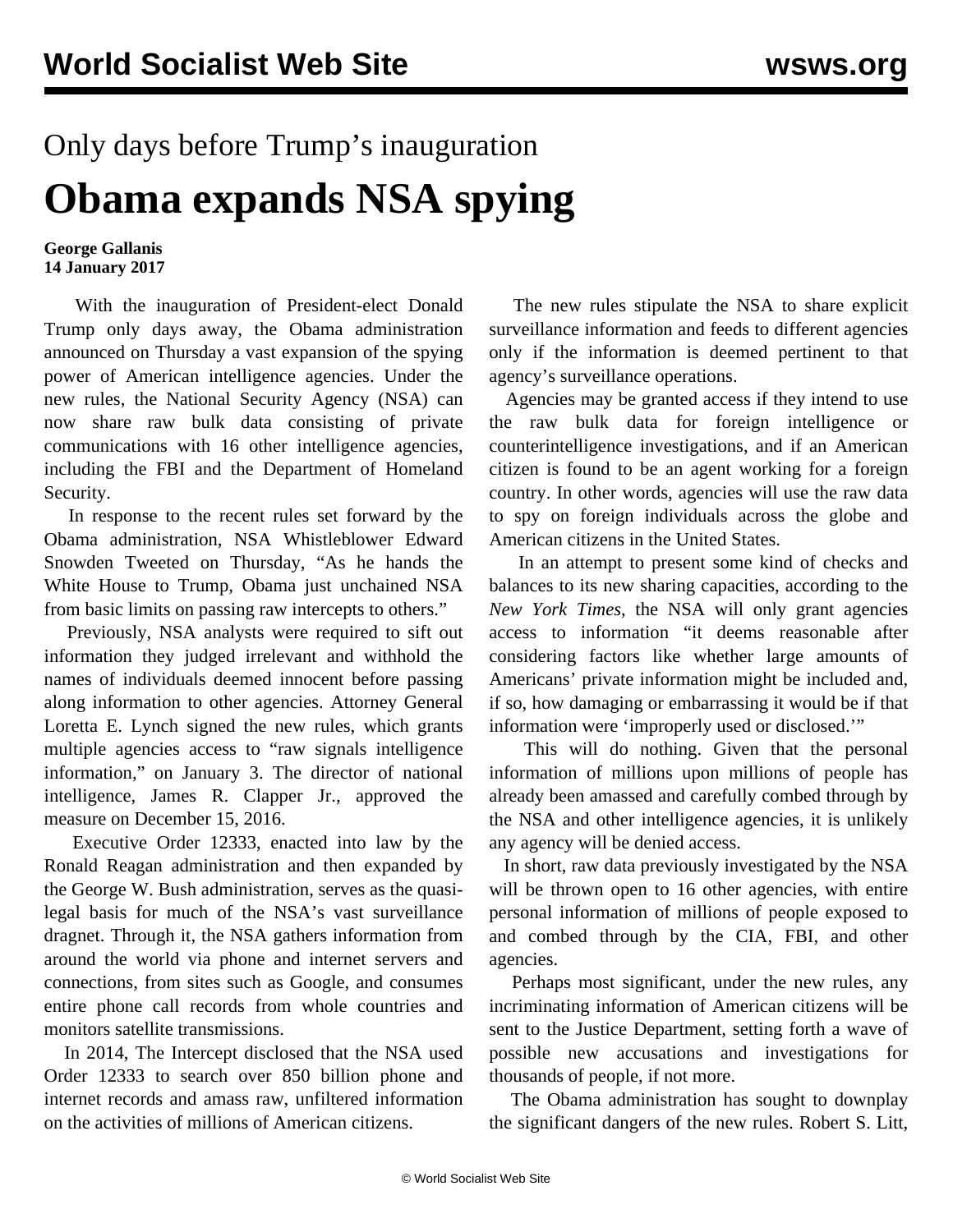## Only days before Trump's inauguration

# Obama expands NSA spying

**George Gallanis**
**14 January 2017**

With the inauguration of President-elect Donald Trump only days away, the Obama administration announced on Thursday a vast expansion of the spying power of American intelligence agencies. Under the new rules, the National Security Agency (NSA) can now share raw bulk data consisting of private communications with 16 other intelligence agencies, including the FBI and the Department of Homeland Security.

In response to the recent rules set forward by the Obama administration, NSA Whistleblower Edward Snowden Tweeted on Thursday, "As he hands the White House to Trump, Obama just unchained NSA from basic limits on passing raw intercepts to others."

Previously, NSA analysts were required to sift out information they judged irrelevant and withhold the names of individuals deemed innocent before passing along information to other agencies. Attorney General Loretta E. Lynch signed the new rules, which grants multiple agencies access to "raw signals intelligence information," on January 3. The director of national intelligence, James R. Clapper Jr., approved the measure on December 15, 2016.

Executive Order 12333, enacted into law by the Ronald Reagan administration and then expanded by the George W. Bush administration, serves as the quasi-legal basis for much of the NSA's vast surveillance dragnet. Through it, the NSA gathers information from around the world via phone and internet servers and connections, from sites such as Google, and consumes entire phone call records from whole countries and monitors satellite transmissions.

In 2014, The Intercept disclosed that the NSA used Order 12333 to search over 850 billion phone and internet records and amass raw, unfiltered information on the activities of millions of American citizens.

The new rules stipulate the NSA to share explicit surveillance information and feeds to different agencies only if the information is deemed pertinent to that agency's surveillance operations.

Agencies may be granted access if they intend to use the raw bulk data for foreign intelligence or counterintelligence investigations, and if an American citizen is found to be an agent working for a foreign country. In other words, agencies will use the raw data to spy on foreign individuals across the globe and American citizens in the United States.

In an attempt to present some kind of checks and balances to its new sharing capacities, according to the *New York Times*, the NSA will only grant agencies access to information "it deems reasonable after considering factors like whether large amounts of Americans' private information might be included and, if so, how damaging or embarrassing it would be if that information were 'improperly used or disclosed.'"

This will do nothing. Given that the personal information of millions upon millions of people has already been amassed and carefully combed through by the NSA and other intelligence agencies, it is unlikely any agency will be denied access.

In short, raw data previously investigated by the NSA will be thrown open to 16 other agencies, with entire personal information of millions of people exposed to and combed through by the CIA, FBI, and other agencies.

Perhaps most significant, under the new rules, any incriminating information of American citizens will be sent to the Justice Department, setting forth a wave of possible new accusations and investigations for thousands of people, if not more.

The Obama administration has sought to downplay the significant dangers of the new rules. Robert S. Litt,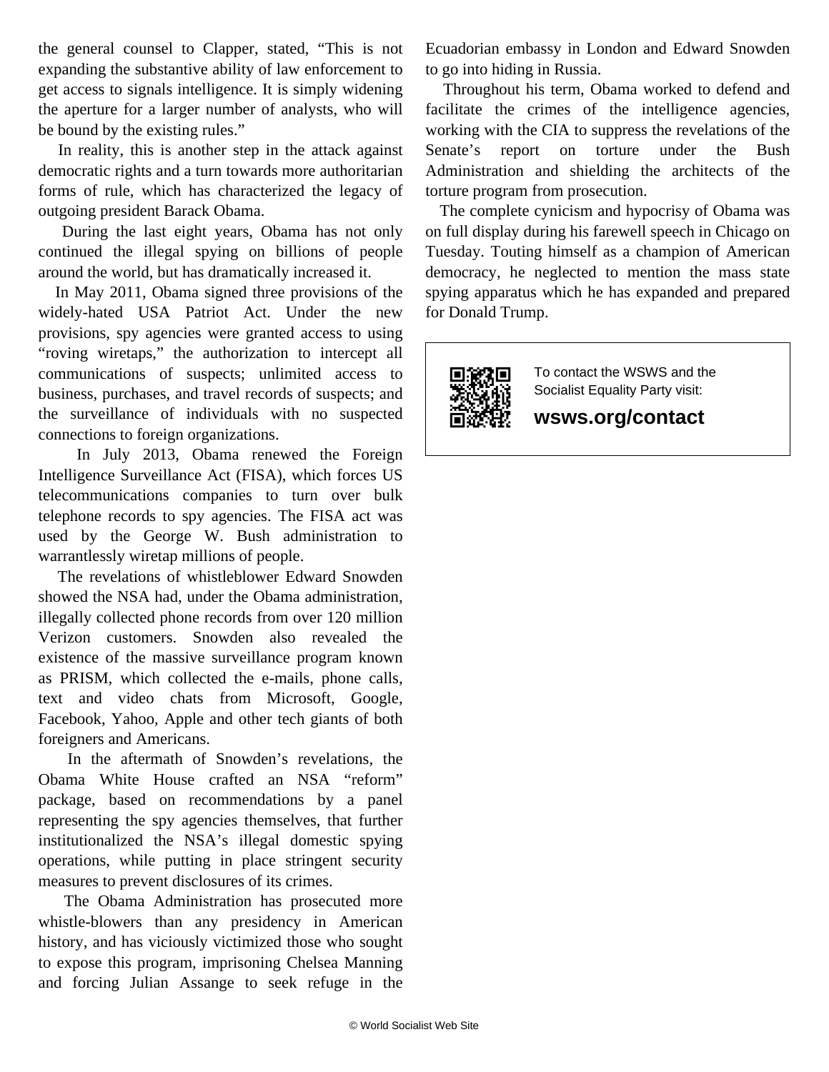the general counsel to Clapper, stated, "This is not expanding the substantive ability of law enforcement to get access to signals intelligence. It is simply widening the aperture for a larger number of analysts, who will be bound by the existing rules."

In reality, this is another step in the attack against democratic rights and a turn towards more authoritarian forms of rule, which has characterized the legacy of outgoing president Barack Obama.

During the last eight years, Obama has not only continued the illegal spying on billions of people around the world, but has dramatically increased it.

In May 2011, Obama signed three provisions of the widely-hated USA Patriot Act. Under the new provisions, spy agencies were granted access to using "roving wiretaps," the authorization to intercept all communications of suspects; unlimited access to business, purchases, and travel records of suspects; and the surveillance of individuals with no suspected connections to foreign organizations.

In July 2013, Obama renewed the Foreign Intelligence Surveillance Act (FISA), which forces US telecommunications companies to turn over bulk telephone records to spy agencies. The FISA act was used by the George W. Bush administration to warrantlessly wiretap millions of people.

The revelations of whistleblower Edward Snowden showed the NSA had, under the Obama administration, illegally collected phone records from over 120 million Verizon customers. Snowden also revealed the existence of the massive surveillance program known as PRISM, which collected the e-mails, phone calls, text and video chats from Microsoft, Google, Facebook, Yahoo, Apple and other tech giants of both foreigners and Americans.

In the aftermath of Snowden's revelations, the Obama White House crafted an NSA "reform" package, based on recommendations by a panel representing the spy agencies themselves, that further institutionalized the NSA's illegal domestic spying operations, while putting in place stringent security measures to prevent disclosures of its crimes.

The Obama Administration has prosecuted more whistle-blowers than any presidency in American history, and has viciously victimized those who sought to expose this program, imprisoning Chelsea Manning and forcing Julian Assange to seek refuge in the Ecuadorian embassy in London and Edward Snowden to go into hiding in Russia.

Throughout his term, Obama worked to defend and facilitate the crimes of the intelligence agencies, working with the CIA to suppress the revelations of the Senate's report on torture under the Bush Administration and shielding the architects of the torture program from prosecution.

The complete cynicism and hypocrisy of Obama was on full display during his farewell speech in Chicago on Tuesday. Touting himself as a champion of American democracy, he neglected to mention the mass state spying apparatus which he has expanded and prepared for Donald Trump.

To contact the WSWS and the Socialist Equality Party visit:

**wsws.org/contact**